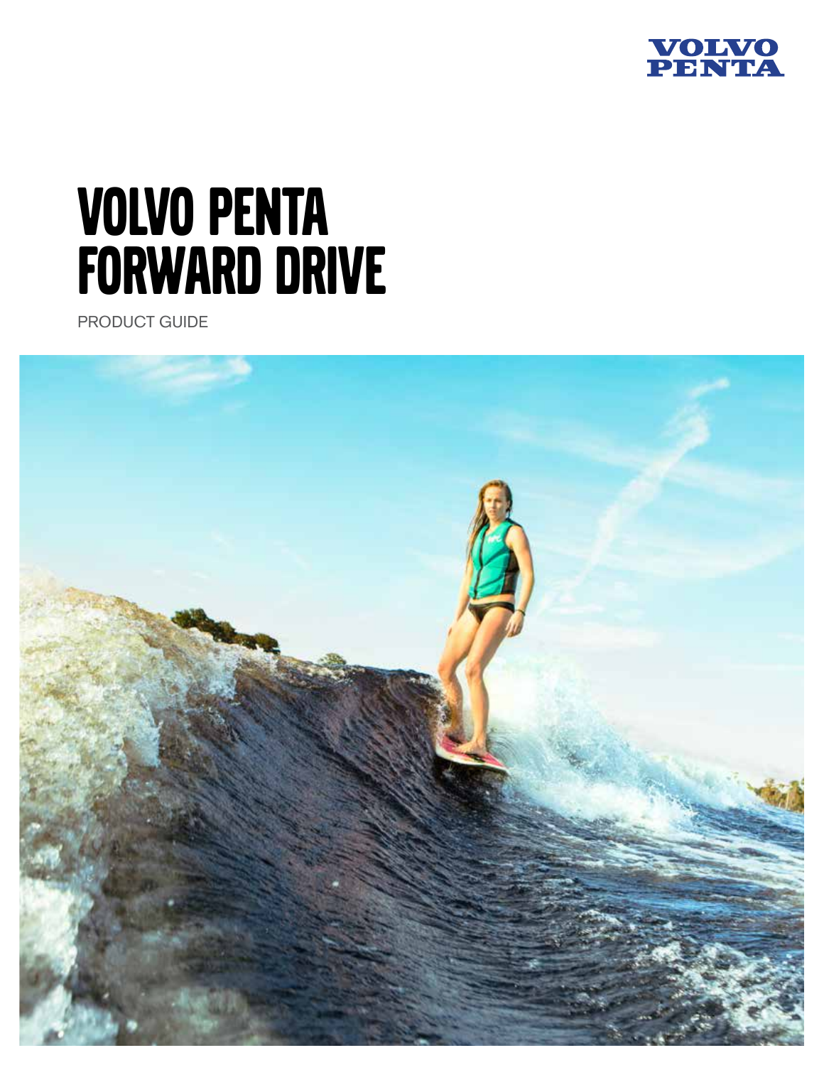VOLVO PENTA

# VOLVO PENTA FORWARD DRIVE

PRODUCT GUIDE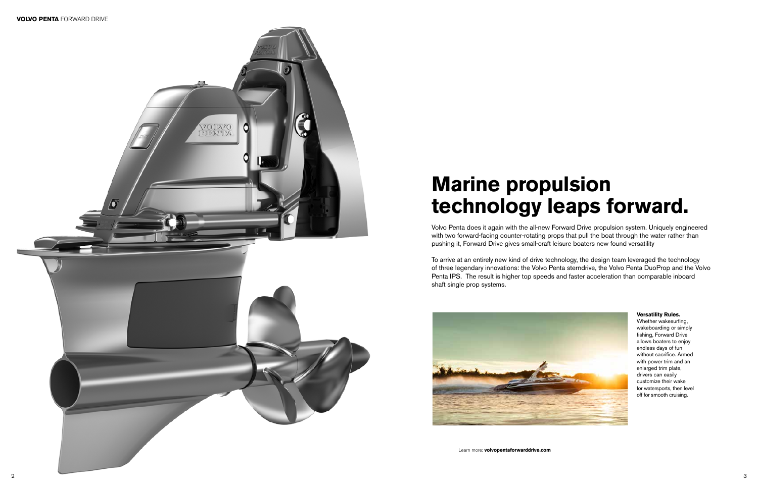# Marine propulsion technology leaps forward.

Volvo Penta does it again with the all-new Forward Drive propulsion system. Uniquely engineered with two forward-facing counter-rotating props that pull the boat through the water rather than pushing it, Forward Drive gives small-craft leisure boaters new found versatility

To arrive at an entirely new kind of drive technology, the design team leveraged the technology of three legendary innovations: the Volvo Penta sterndrive, the Volvo Penta DuoProp and the Volvo Penta IPS. The result is higher top speeds and faster acceleration than comparable inboard shaft single prop systems.

**Versatility Rules.**
Whether wakesurfing, wakeboarding or simply fishing, Forward Drive allows boaters to enjoy endless days of fun without sacrifice. Armed with power trim and an enlarged trim plate, drivers can easily customize their wake for watersports, then level off for smooth cruising.

Learn more: **volvopentaforwarddrive.com**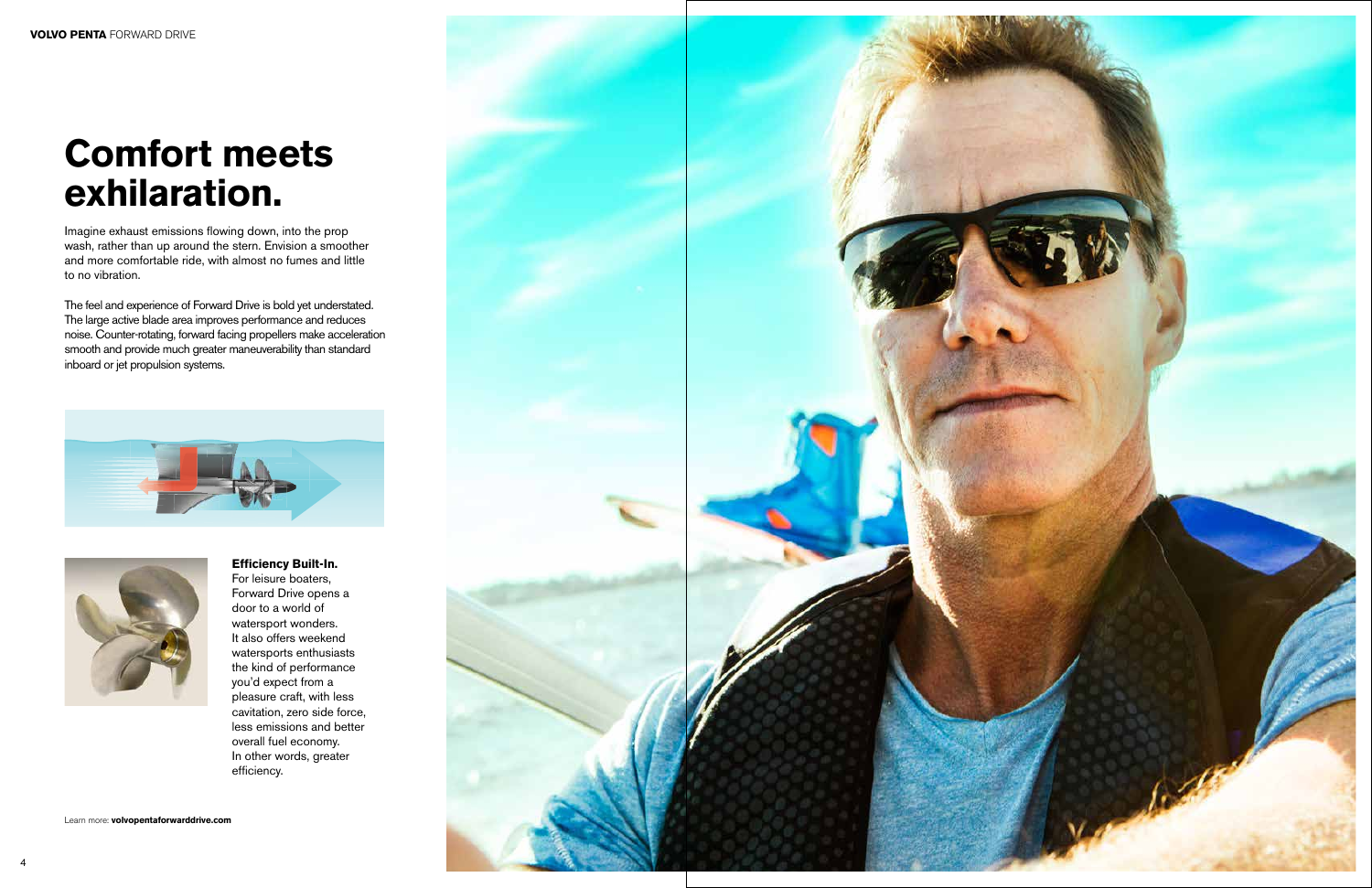# Comfort meets exhilaration.

Imagine exhaust emissions flowing down, into the prop wash, rather than up around the stern. Envision a smoother and more comfortable ride, with almost no fumes and little to no vibration.

The feel and experience of Forward Drive is bold yet understated. The large active blade area improves performance and reduces noise. Counter-rotating, forward facing propellers make acceleration smooth and provide much greater maneuverability than standard inboard or jet propulsion systems.

**Efficiency Built-In.**
For leisure boaters, Forward Drive opens a door to a world of watersport wonders. It also offers weekend watersports enthusiasts the kind of performance you'd expect from a pleasure craft, with less cavitation, zero side force, less emissions and better overall fuel economy. In other words, greater efficiency.

Learn more: **volvopentaforwarddrive.com**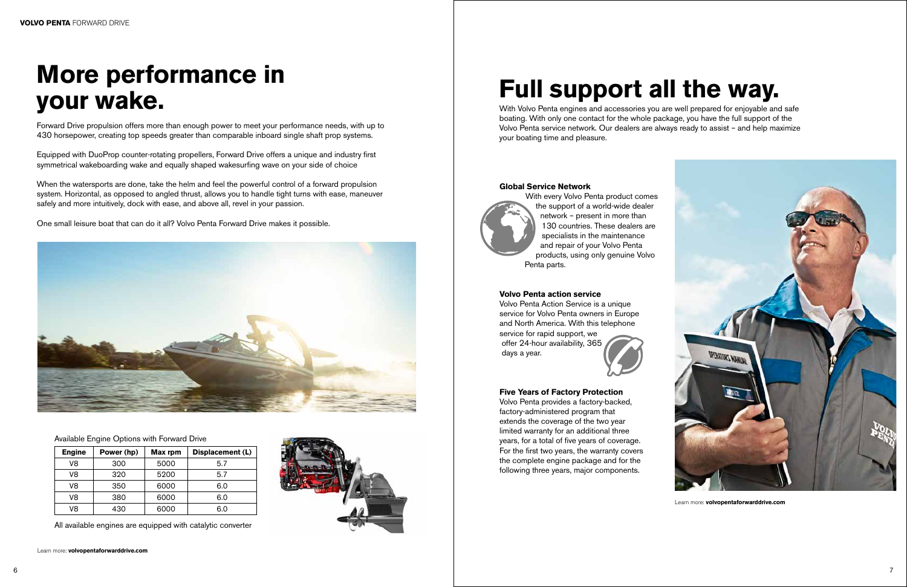# More performance in your wake.

Forward Drive propulsion offers more than enough power to meet your performance needs, with up to 430 horsepower, creating top speeds greater than comparable inboard single shaft prop systems.

Equipped with DuoProp counter-rotating propellers, Forward Drive offers a unique and industry first symmetrical wakeboarding wake and equally shaped wakesurfing wave on your side of choice

When the watersports are done, take the helm and feel the powerful control of a forward propulsion system. Horizontal, as opposed to angled thrust, allows you to handle tight turns with ease, maneuver safely and more intuitively, dock with ease, and above all, revel in your passion.

One small leisure boat that can do it all? Volvo Penta Forward Drive makes it possible.

Available Engine Options with Forward Drive

| Engine | Power (hp) | Max rpm | Displacement (L) |
|---|---|---|---|
| V8 | 300 | 5000 | 5.7 |
| V8 | 320 | 5200 | 5.7 |
| V8 | 350 | 6000 | 6.0 |
| V8 | 380 | 6000 | 6.0 |
| V8 | 430 | 6000 | 6.0 |

All available engines are equipped with catalytic converter

Learn more: **volvopentaforwarddrive.com**

# Full support all the way.

With Volvo Penta engines and accessories you are well prepared for enjoyable and safe boating. With only one contact for the whole package, you have the full support of the Volvo Penta service network. Our dealers are always ready to assist – and help maximize your boating time and pleasure.

### Global Service Network

With every Volvo Penta product comes the support of a world-wide dealer network – present in more than 130 countries. These dealers are specialists in the maintenance and repair of your Volvo Penta products, using only genuine Volvo Penta parts.

### Volvo Penta action service

Volvo Penta Action Service is a unique service for Volvo Penta owners in Europe and North America. With this telephone service for rapid support, we offer 24-hour availability, 365 days a year.

### Five Years of Factory Protection

Volvo Penta provides a factory-backed, factory-administered program that extends the coverage of the two year limited warranty for an additional three years, for a total of five years of coverage. For the first two years, the warranty covers the complete engine package and for the following three years, major components.

Learn more: **volvopentaforwarddrive.com**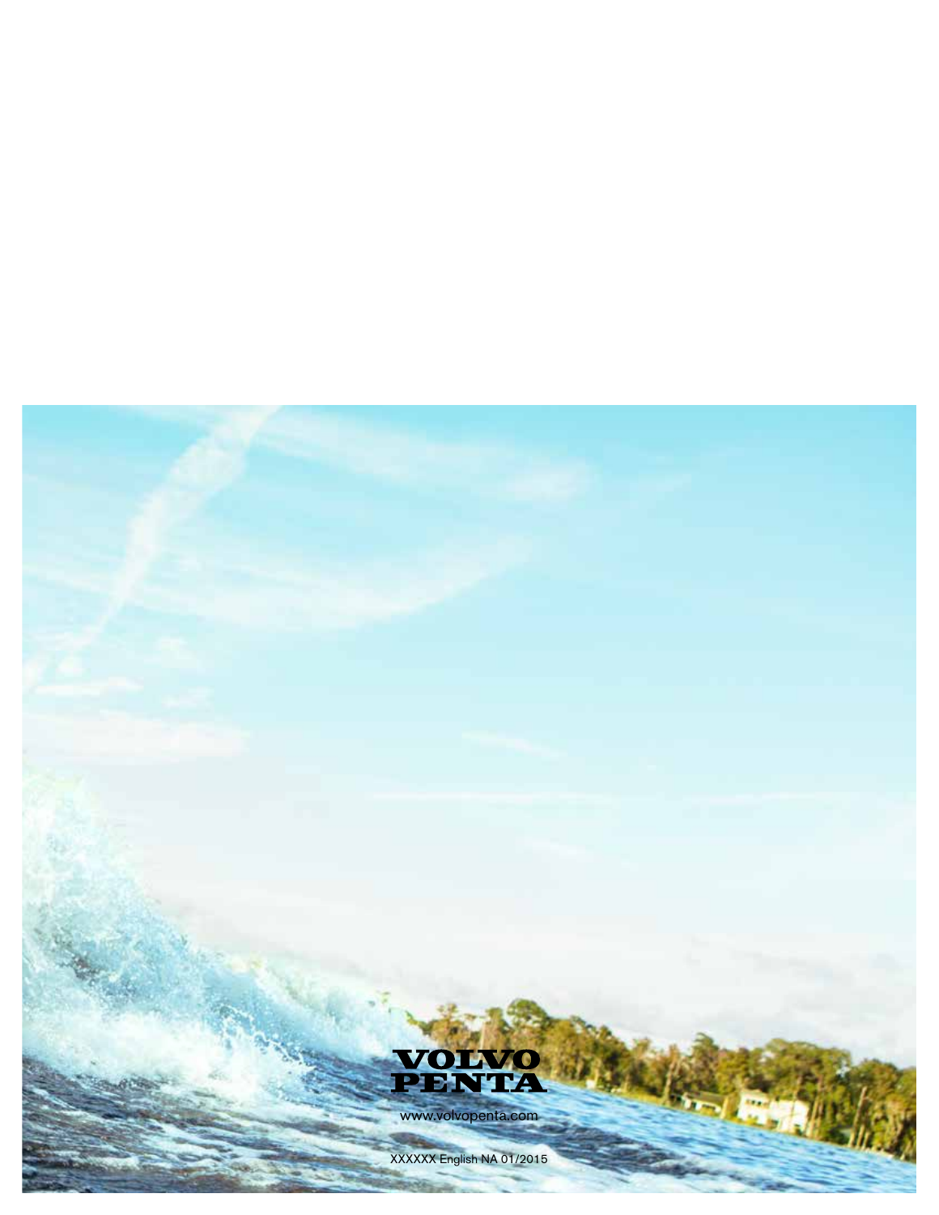VOLVO PENTA

www.volvopenta.com

XXXXXX English NA 01/2015